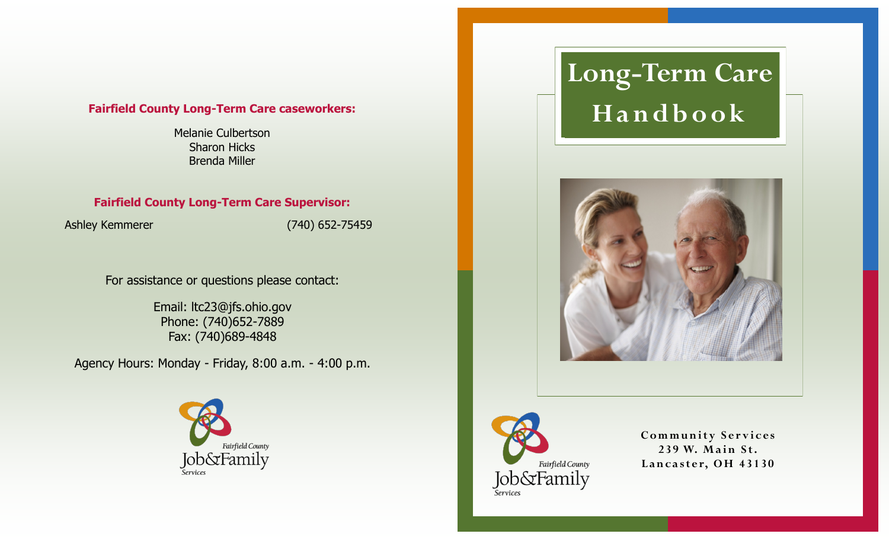**Fairfield County Long-Term Care caseworkers:**

Melanie Culbertson
Sharon Hicks
Brenda Miller

**Fairfield County Long-Term Care Supervisor:**

Ashley Kemmerer (740) 652-75459

For assistance or questions please contact:

Email: ltc23@jfs.ohio.gov
Phone: (740)652-7889
Fax: (740)689-4848

Agency Hours: Monday - Friday, 8:00 a.m. - 4:00 p.m.

Fairfield County Job&Family Services

# Long-Term Care Handbook

Fairfield County Job&Family Services

**Community Services**
**239 W. Main St.**
**Lancaster, OH 43130**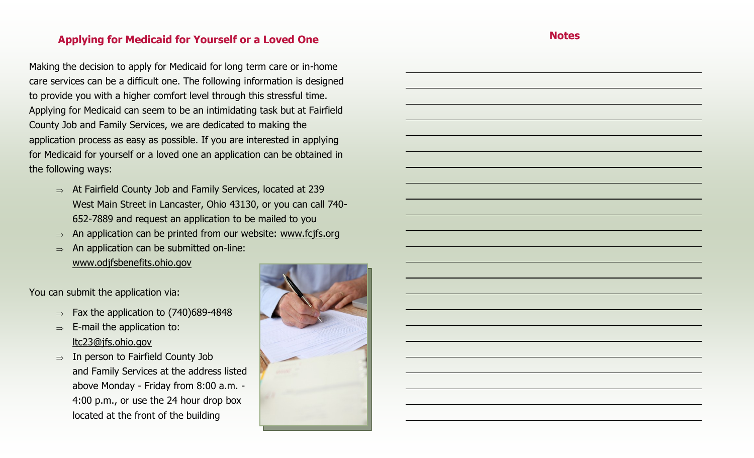## Applying for Medicaid for Yourself or a Loved One

Making the decision to apply for Medicaid for long term care or in-home care services can be a difficult one. The following information is designed to provide you with a higher comfort level through this stressful time. Applying for Medicaid can seem to be an intimidating task but at Fairfield County Job and Family Services, we are dedicated to making the application process as easy as possible. If you are interested in applying for Medicaid for yourself or a loved one an application can be obtained in the following ways:

- At Fairfield County Job and Family Services, located at 239 West Main Street in Lancaster, Ohio 43130, or you can call 740-652-7889 and request an application to be mailed to you
- An application can be printed from our website: www.fcjfs.org
- An application can be submitted on-line: www.odjfsbenefits.ohio.gov

You can submit the application via:

- Fax the application to (740)689-4848
- E-mail the application to: ltc23@jfs.ohio.gov
- In person to Fairfield County Job and Family Services at the address listed above Monday - Friday from 8:00 a.m. - 4:00 p.m., or use the 24 hour drop box located at the front of the building

## Notes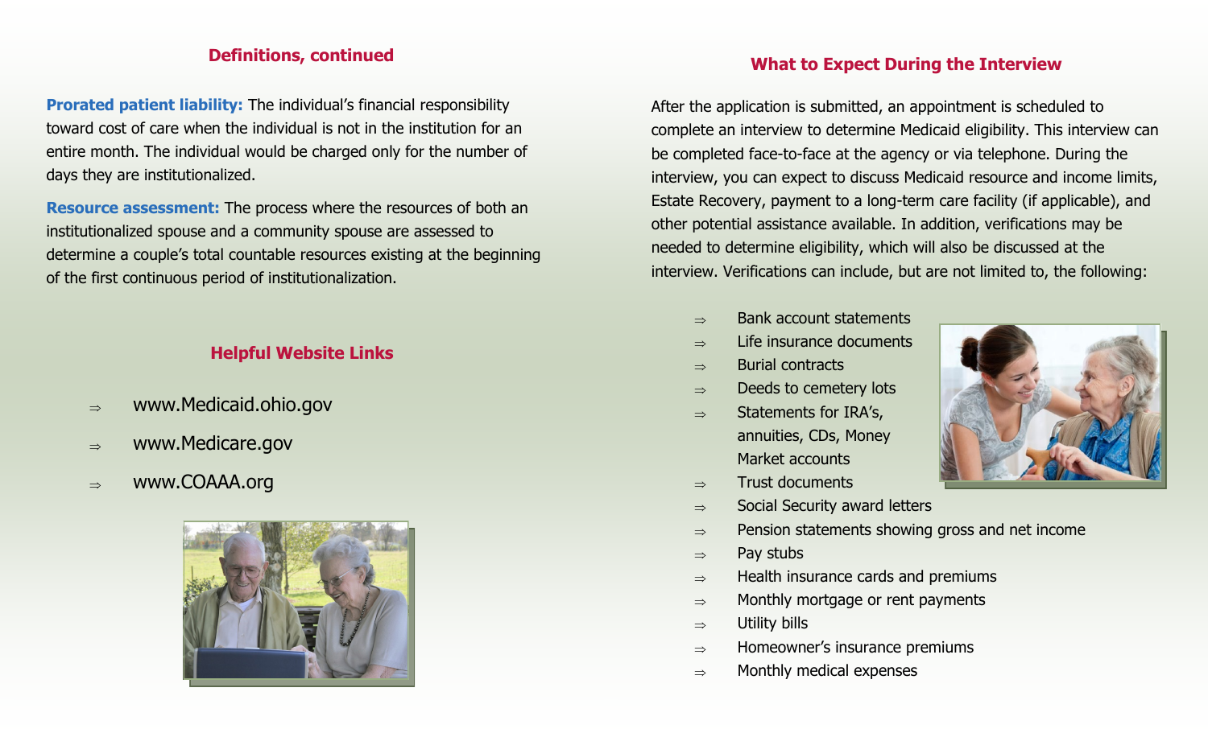## Definitions, continued

**Prorated patient liability:** The individual's financial responsibility toward cost of care when the individual is not in the institution for an entire month. The individual would be charged only for the number of days they are institutionalized.

**Resource assessment:** The process where the resources of both an institutionalized spouse and a community spouse are assessed to determine a couple's total countable resources existing at the beginning of the first continuous period of institutionalization.

## Helpful Website Links

- www.Medicaid.ohio.gov
- www.Medicare.gov
- www.COAAA.org

## What to Expect During the Interview

After the application is submitted, an appointment is scheduled to complete an interview to determine Medicaid eligibility. This interview can be completed face-to-face at the agency or via telephone. During the interview, you can expect to discuss Medicaid resource and income limits, Estate Recovery, payment to a long-term care facility (if applicable), and other potential assistance available. In addition, verifications may be needed to determine eligibility, which will also be discussed at the interview. Verifications can include, but are not limited to, the following:

- Bank account statements
- Life insurance documents
- Burial contracts
- Deeds to cemetery lots
- Statements for IRA's, annuities, CDs, Money Market accounts
- Trust documents
- Social Security award letters
- Pension statements showing gross and net income
- Pay stubs
- Health insurance cards and premiums
- Monthly mortgage or rent payments
- Utility bills
- Homeowner's insurance premiums
- Monthly medical expenses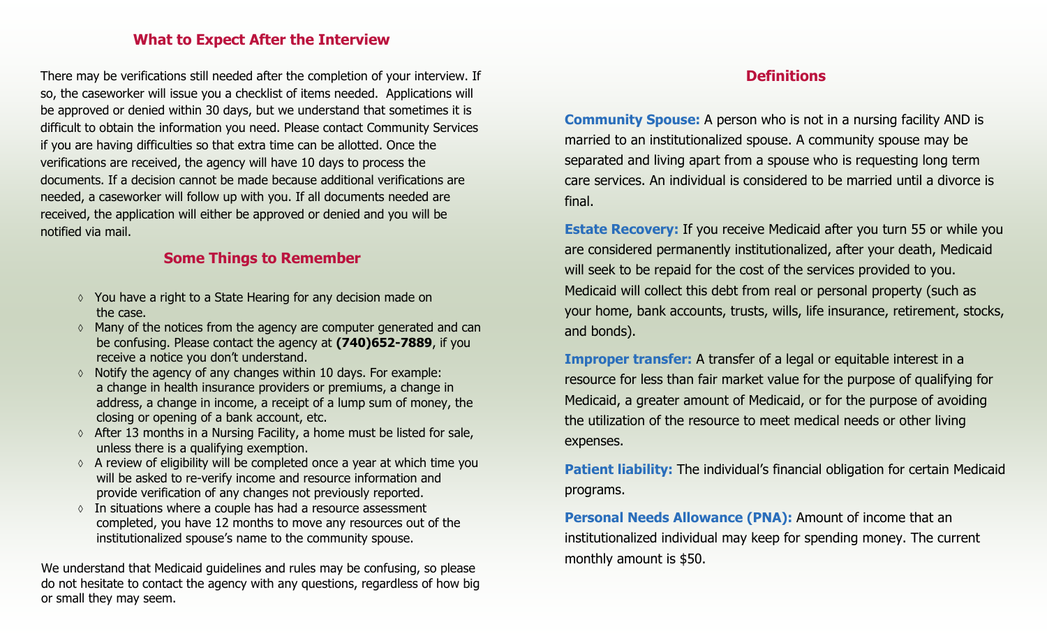## What to Expect After the Interview

There may be verifications still needed after the completion of your interview. If so, the caseworker will issue you a checklist of items needed. Applications will be approved or denied within 30 days, but we understand that sometimes it is difficult to obtain the information you need. Please contact Community Services if you are having difficulties so that extra time can be allotted. Once the verifications are received, the agency will have 10 days to process the documents. If a decision cannot be made because additional verifications are needed, a caseworker will follow up with you. If all documents needed are received, the application will either be approved or denied and you will be notified via mail.

## Some Things to Remember

- You have a right to a State Hearing for any decision made on the case.
- Many of the notices from the agency are computer generated and can be confusing. Please contact the agency at **(740)652-7889**, if you receive a notice you don't understand.
- Notify the agency of any changes within 10 days. For example: a change in health insurance providers or premiums, a change in address, a change in income, a receipt of a lump sum of money, the closing or opening of a bank account, etc.
- After 13 months in a Nursing Facility, a home must be listed for sale, unless there is a qualifying exemption.
- A review of eligibility will be completed once a year at which time you will be asked to re-verify income and resource information and provide verification of any changes not previously reported.
- In situations where a couple has had a resource assessment completed, you have 12 months to move any resources out of the institutionalized spouse's name to the community spouse.

We understand that Medicaid guidelines and rules may be confusing, so please do not hesitate to contact the agency with any questions, regardless of how big or small they may seem.

## Definitions

**Community Spouse:** A person who is not in a nursing facility AND is married to an institutionalized spouse. A community spouse may be separated and living apart from a spouse who is requesting long term care services. An individual is considered to be married until a divorce is final.

**Estate Recovery:** If you receive Medicaid after you turn 55 or while you are considered permanently institutionalized, after your death, Medicaid will seek to be repaid for the cost of the services provided to you. Medicaid will collect this debt from real or personal property (such as your home, bank accounts, trusts, wills, life insurance, retirement, stocks, and bonds).

**Improper transfer:** A transfer of a legal or equitable interest in a resource for less than fair market value for the purpose of qualifying for Medicaid, a greater amount of Medicaid, or for the purpose of avoiding the utilization of the resource to meet medical needs or other living expenses.

**Patient liability:** The individual's financial obligation for certain Medicaid programs.

**Personal Needs Allowance (PNA):** Amount of income that an institutionalized individual may keep for spending money. The current monthly amount is $50.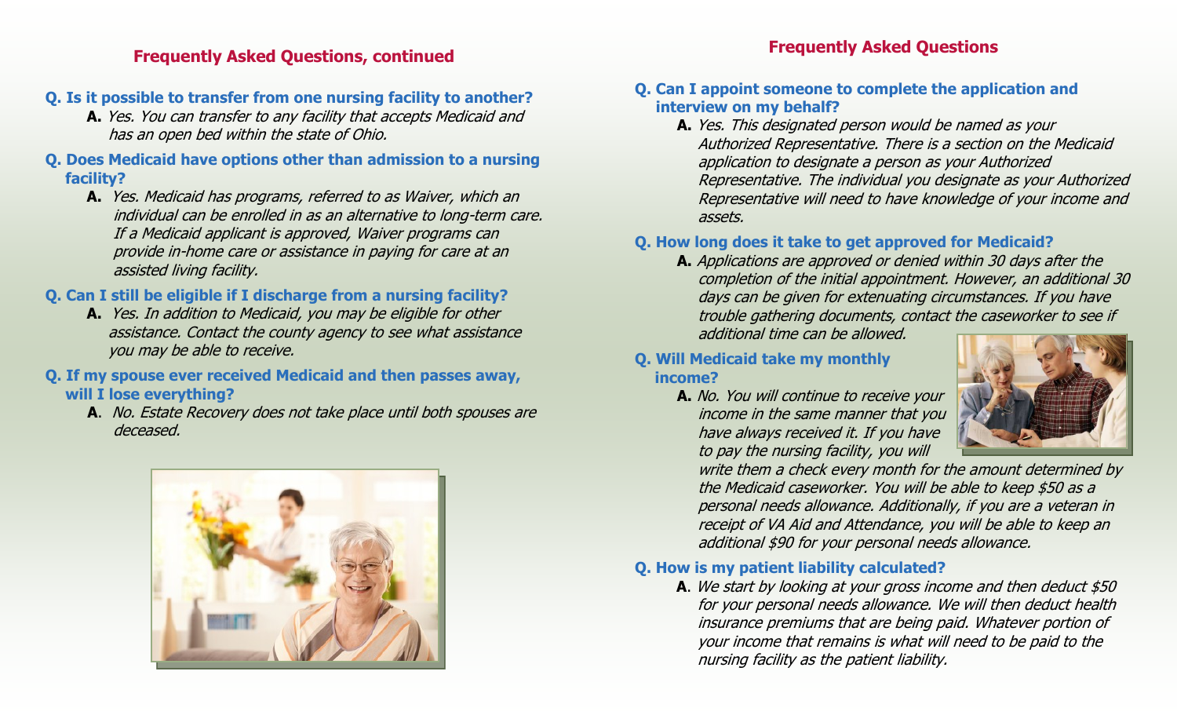## Frequently Asked Questions, continued

**Q. Is it possible to transfer from one nursing facility to another?**

**A.** *Yes. You can transfer to any facility that accepts Medicaid and has an open bed within the state of Ohio.*

**Q. Does Medicaid have options other than admission to a nursing facility?**

**A.** *Yes. Medicaid has programs, referred to as Waiver, which an individual can be enrolled in as an alternative to long-term care. If a Medicaid applicant is approved, Waiver programs can provide in-home care or assistance in paying for care at an assisted living facility.*

**Q. Can I still be eligible if I discharge from a nursing facility?**

**A.** *Yes. In addition to Medicaid, you may be eligible for other assistance. Contact the county agency to see what assistance you may be able to receive.*

**Q. If my spouse ever received Medicaid and then passes away, will I lose everything?**

**A**. *No. Estate Recovery does not take place until both spouses are deceased.*

## Frequently Asked Questions

**Q. Can I appoint someone to complete the application and interview on my behalf?**

**A.** *Yes. This designated person would be named as your Authorized Representative. There is a section on the Medicaid application to designate a person as your Authorized Representative. The individual you designate as your Authorized Representative will need to have knowledge of your income and assets.*

**Q. How long does it take to get approved for Medicaid?**

**A.** *Applications are approved or denied within 30 days after the completion of the initial appointment. However, an additional 30 days can be given for extenuating circumstances. If you have trouble gathering documents, contact the caseworker to see if additional time can be allowed.*

**Q. Will Medicaid take my monthly income?**

**A.** *No. You will continue to receive your income in the same manner that you have always received it. If you have to pay the nursing facility, you will write them a check every month for the amount determined by the Medicaid caseworker. You will be able to keep $50 as a personal needs allowance. Additionally, if you are a veteran in receipt of VA Aid and Attendance, you will be able to keep an additional $90 for your personal needs allowance.*

**Q. How is my patient liability calculated?**

**A**. *We start by looking at your gross income and then deduct $50 for your personal needs allowance. We will then deduct health insurance premiums that are being paid. Whatever portion of your income that remains is what will need to be paid to the nursing facility as the patient liability.*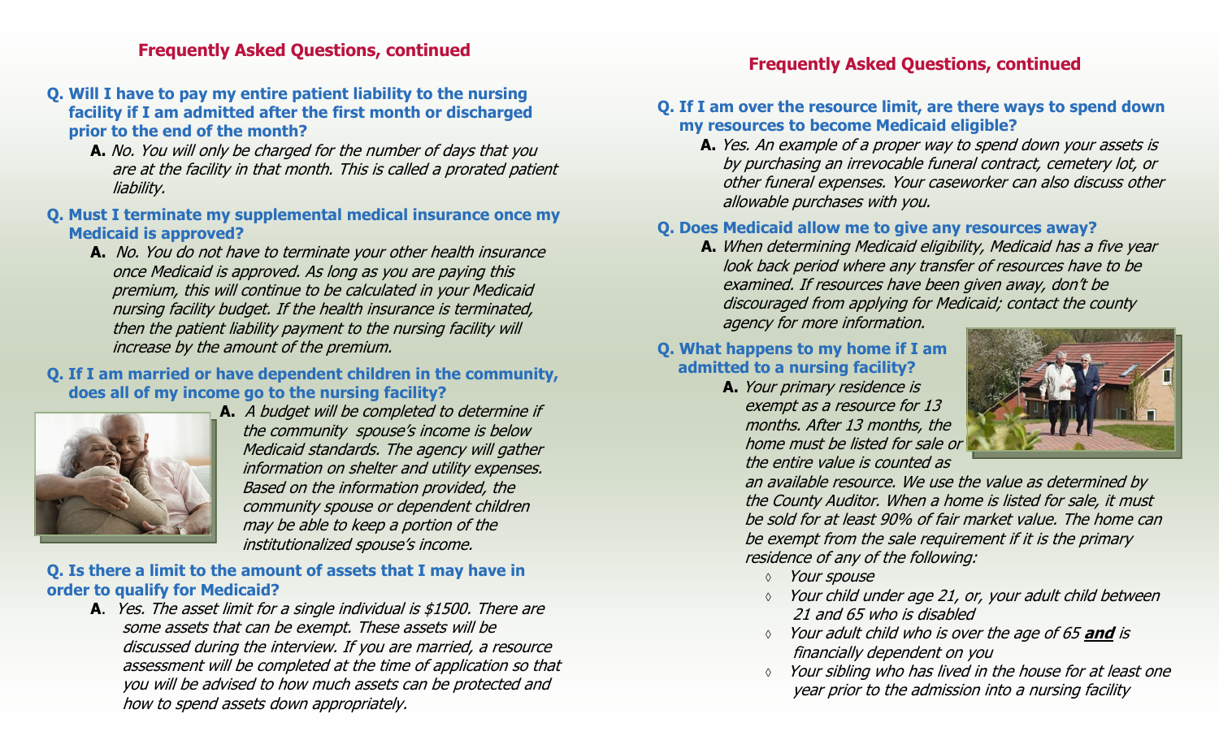## Frequently Asked Questions, continued

**Q. Will I have to pay my entire patient liability to the nursing facility if I am admitted after the first month or discharged prior to the end of the month?**

**A.** *No. You will only be charged for the number of days that you are at the facility in that month. This is called a prorated patient liability.*

**Q. Must I terminate my supplemental medical insurance once my Medicaid is approved?**

**A.** *No. You do not have to terminate your other health insurance once Medicaid is approved. As long as you are paying this premium, this will continue to be calculated in your Medicaid nursing facility budget. If the health insurance is terminated, then the patient liability payment to the nursing facility will increase by the amount of the premium.*

**Q. If I am married or have dependent children in the community, does all of my income go to the nursing facility?**

**A.** *A budget will be completed to determine if the community spouse's income is below Medicaid standards. The agency will gather information on shelter and utility expenses. Based on the information provided, the community spouse or dependent children may be able to keep a portion of the institutionalized spouse's income.*

**Q. Is there a limit to the amount of assets that I may have in order to qualify for Medicaid?**

**A**. *Yes. The asset limit for a single individual is $1500. There are some assets that can be exempt. These assets will be discussed during the interview. If you are married, a resource assessment will be completed at the time of application so that you will be advised to how much assets can be protected and how to spend assets down appropriately.*

## Frequently Asked Questions, continued

**Q. If I am over the resource limit, are there ways to spend down my resources to become Medicaid eligible?**

**A.** *Yes. An example of a proper way to spend down your assets is by purchasing an irrevocable funeral contract, cemetery lot, or other funeral expenses. Your caseworker can also discuss other allowable purchases with you.*

**Q. Does Medicaid allow me to give any resources away?**

**A.** *When determining Medicaid eligibility, Medicaid has a five year look back period where any transfer of resources have to be examined. If resources have been given away, don't be discouraged from applying for Medicaid; contact the county agency for more information.*

**Q. What happens to my home if I am admitted to a nursing facility?**

**A.** *Your primary residence is exempt as a resource for 13 months. After 13 months, the home must be listed for sale or the entire value is counted as an available resource. We use the value as determined by the County Auditor. When a home is listed for sale, it must be sold for at least 90% of fair market value. The home can be exempt from the sale requirement if it is the primary residence of any of the following:*

- *Your spouse*
- *Your child under age 21, or, your adult child between 21 and 65 who is disabled*
- *Your adult child who is over the age of 65* ***and*** *is financially dependent on you*
- *Your sibling who has lived in the house for at least one year prior to the admission into a nursing facility*